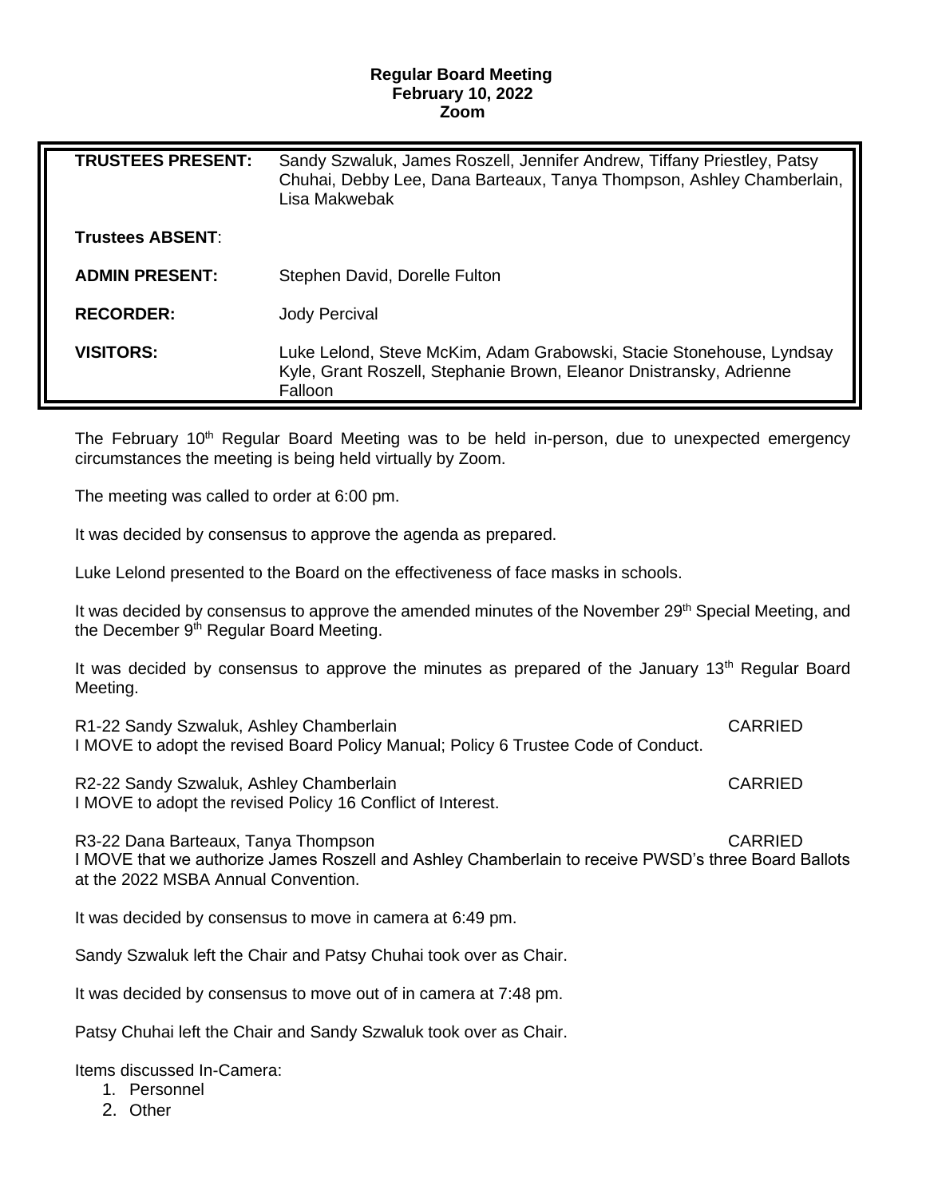**Regular Board Meeting**
**February 10, 2022**
**Zoom**

| | |
|---|---|
| **TRUSTEES PRESENT:** | Sandy Szwaluk, James Roszell, Jennifer Andrew, Tiffany Priestley, Patsy Chuhai, Debby Lee, Dana Barteaux, Tanya Thompson, Ashley Chamberlain, Lisa Makwebak |
| **Trustees ABSENT**: | |
| **ADMIN PRESENT:** | Stephen David, Dorelle Fulton |
| **RECORDER:** | Jody Percival |
| **VISITORS:** | Luke Lelond, Steve McKim, Adam Grabowski, Stacie Stonehouse, Lyndsay Kyle, Grant Roszell, Stephanie Brown, Eleanor Dnistransky, Adrienne Falloon |

The February 10th Regular Board Meeting was to be held in-person, due to unexpected emergency circumstances the meeting is being held virtually by Zoom.

The meeting was called to order at 6:00 pm.

It was decided by consensus to approve the agenda as prepared.

Luke Lelond presented to the Board on the effectiveness of face masks in schools.

It was decided by consensus to approve the amended minutes of the November 29th Special Meeting, and the December 9th Regular Board Meeting.

It was decided by consensus to approve the minutes as prepared of the January 13th Regular Board Meeting.

R1-22 Sandy Szwaluk, Ashley Chamberlain — CARRIED
I MOVE to adopt the revised Board Policy Manual; Policy 6 Trustee Code of Conduct.

R2-22 Sandy Szwaluk, Ashley Chamberlain — CARRIED
I MOVE to adopt the revised Policy 16 Conflict of Interest.

R3-22 Dana Barteaux, Tanya Thompson — CARRIED
I MOVE that we authorize James Roszell and Ashley Chamberlain to receive PWSD's three Board Ballots at the 2022 MSBA Annual Convention.

It was decided by consensus to move in camera at 6:49 pm.

Sandy Szwaluk left the Chair and Patsy Chuhai took over as Chair.

It was decided by consensus to move out of in camera at 7:48 pm.

Patsy Chuhai left the Chair and Sandy Szwaluk took over as Chair.

Items discussed In-Camera:

1. Personnel
2. Other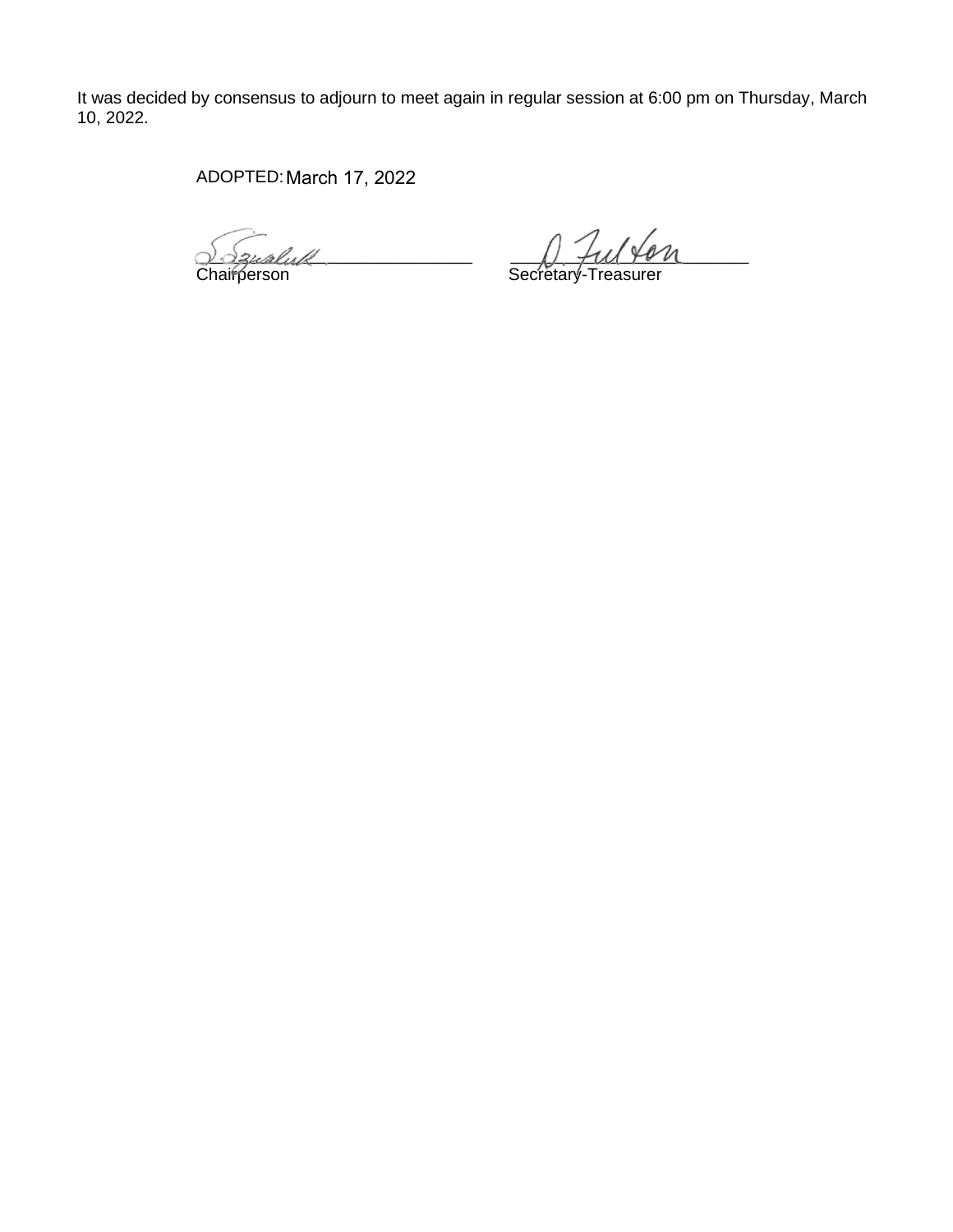It was decided by consensus to adjourn to meet again in regular session at 6:00 pm on Thursday, March 10, 2022.

ADOPTED: March 17, 2022

S. Szewaluk ______________________ D. Fulton ______________________

Chairperson Secretary-Treasurer